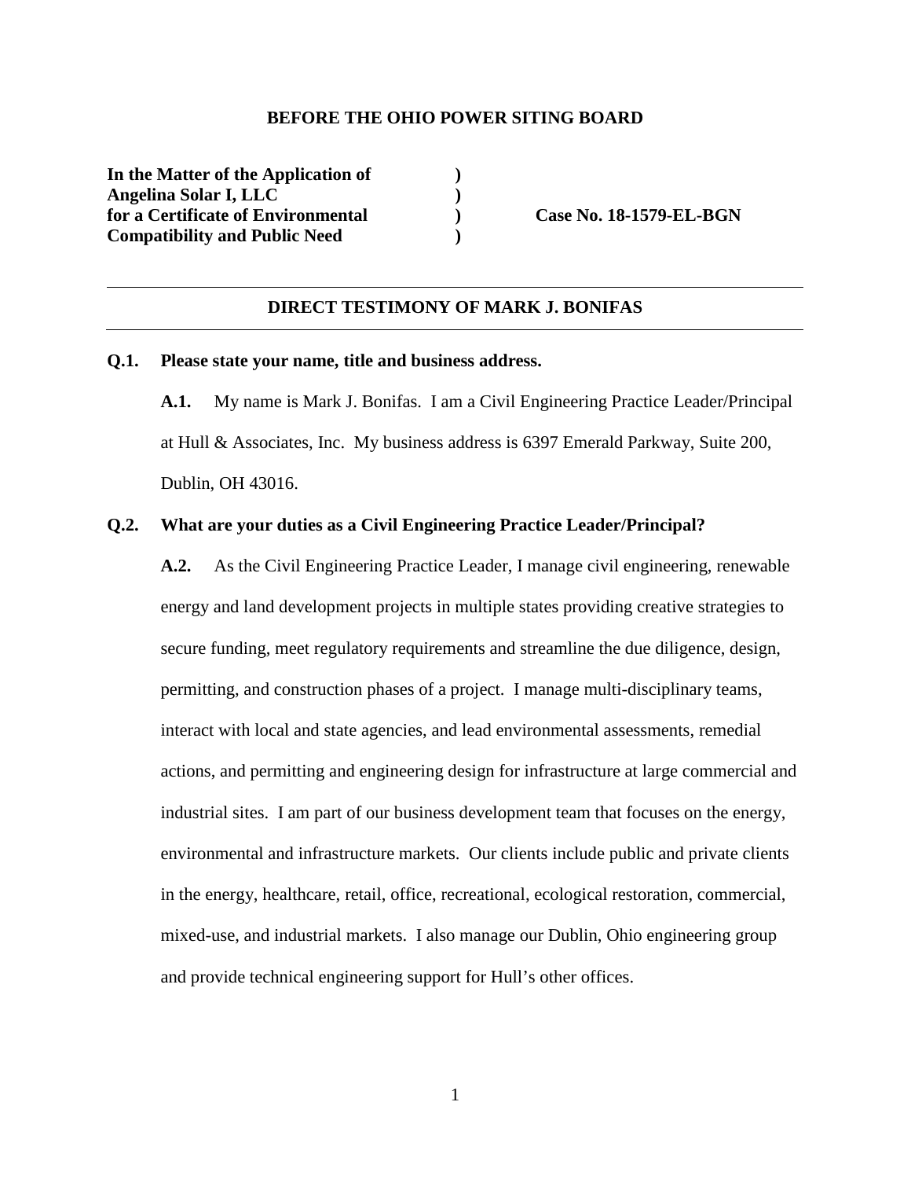**BEFORE THE OHIO POWER SITING BOARD**

| | | |
|---|---|---|
| **In the Matter of the Application of** | **)** | |
| **Angelina Solar I, LLC** | **)** | |
| **for a Certificate of Environmental** | **)** | **Case No. 18-1579-EL-BGN** |
| **Compatibility and Public Need** | **)** | |

---

**DIRECT TESTIMONY OF MARK J. BONIFAS**

---

**Q.1. Please state your name, title and business address.**

**A.1.** My name is Mark J. Bonifas. I am a Civil Engineering Practice Leader/Principal at Hull & Associates, Inc. My business address is 6397 Emerald Parkway, Suite 200, Dublin, OH 43016.

**Q.2. What are your duties as a Civil Engineering Practice Leader/Principal?**

**A.2.** As the Civil Engineering Practice Leader, I manage civil engineering, renewable energy and land development projects in multiple states providing creative strategies to secure funding, meet regulatory requirements and streamline the due diligence, design, permitting, and construction phases of a project. I manage multi-disciplinary teams, interact with local and state agencies, and lead environmental assessments, remedial actions, and permitting and engineering design for infrastructure at large commercial and industrial sites. I am part of our business development team that focuses on the energy, environmental and infrastructure markets. Our clients include public and private clients in the energy, healthcare, retail, office, recreational, ecological restoration, commercial, mixed-use, and industrial markets. I also manage our Dublin, Ohio engineering group and provide technical engineering support for Hull's other offices.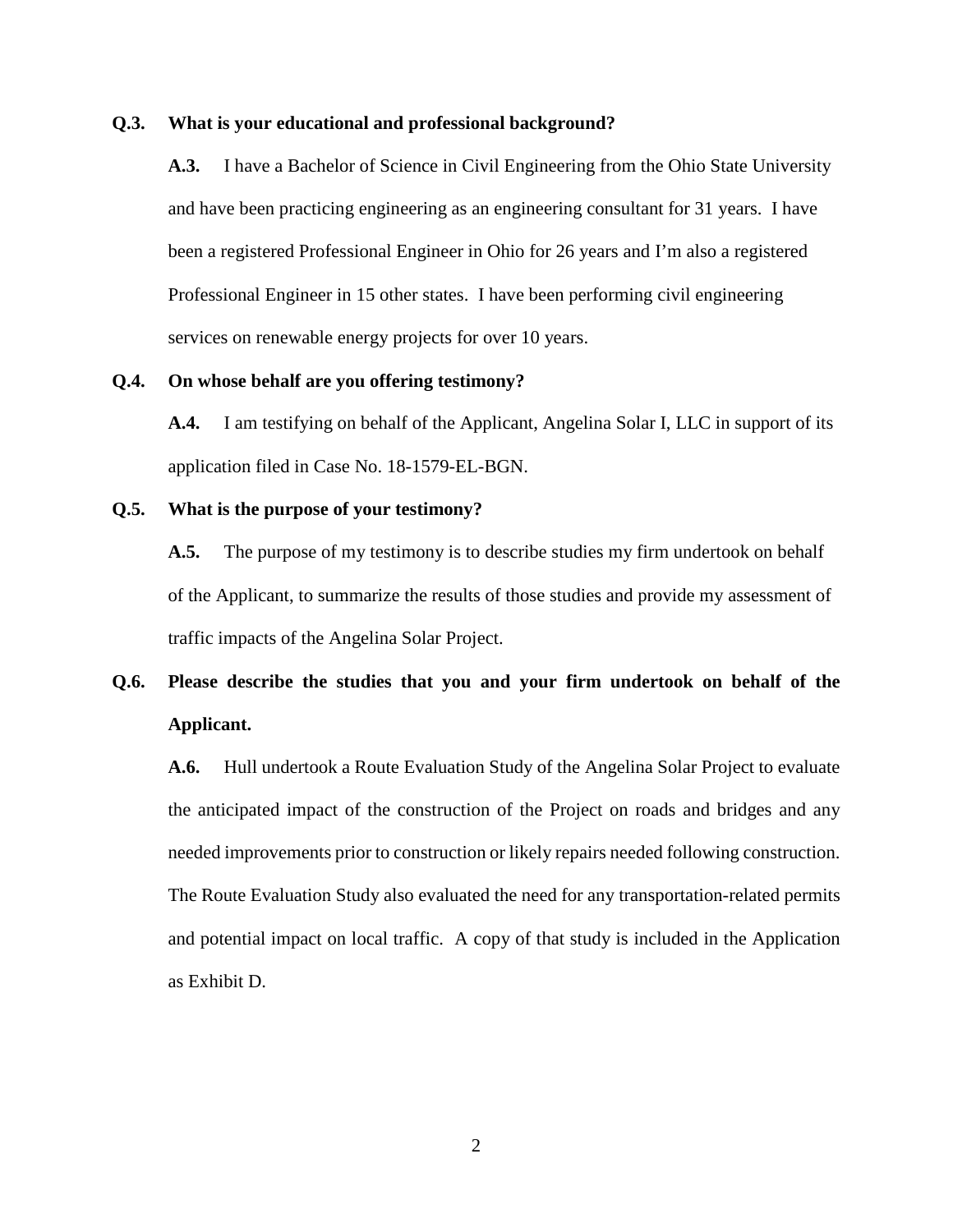**Q.3. What is your educational and professional background?**

**A.3.** I have a Bachelor of Science in Civil Engineering from the Ohio State University and have been practicing engineering as an engineering consultant for 31 years. I have been a registered Professional Engineer in Ohio for 26 years and I'm also a registered Professional Engineer in 15 other states. I have been performing civil engineering services on renewable energy projects for over 10 years.

**Q.4. On whose behalf are you offering testimony?**

**A.4.** I am testifying on behalf of the Applicant, Angelina Solar I, LLC in support of its application filed in Case No. 18-1579-EL-BGN.

**Q.5. What is the purpose of your testimony?**

**A.5.** The purpose of my testimony is to describe studies my firm undertook on behalf of the Applicant, to summarize the results of those studies and provide my assessment of traffic impacts of the Angelina Solar Project.

**Q.6. Please describe the studies that you and your firm undertook on behalf of the Applicant.**

**A.6.** Hull undertook a Route Evaluation Study of the Angelina Solar Project to evaluate the anticipated impact of the construction of the Project on roads and bridges and any needed improvements prior to construction or likely repairs needed following construction. The Route Evaluation Study also evaluated the need for any transportation-related permits and potential impact on local traffic. A copy of that study is included in the Application as Exhibit D.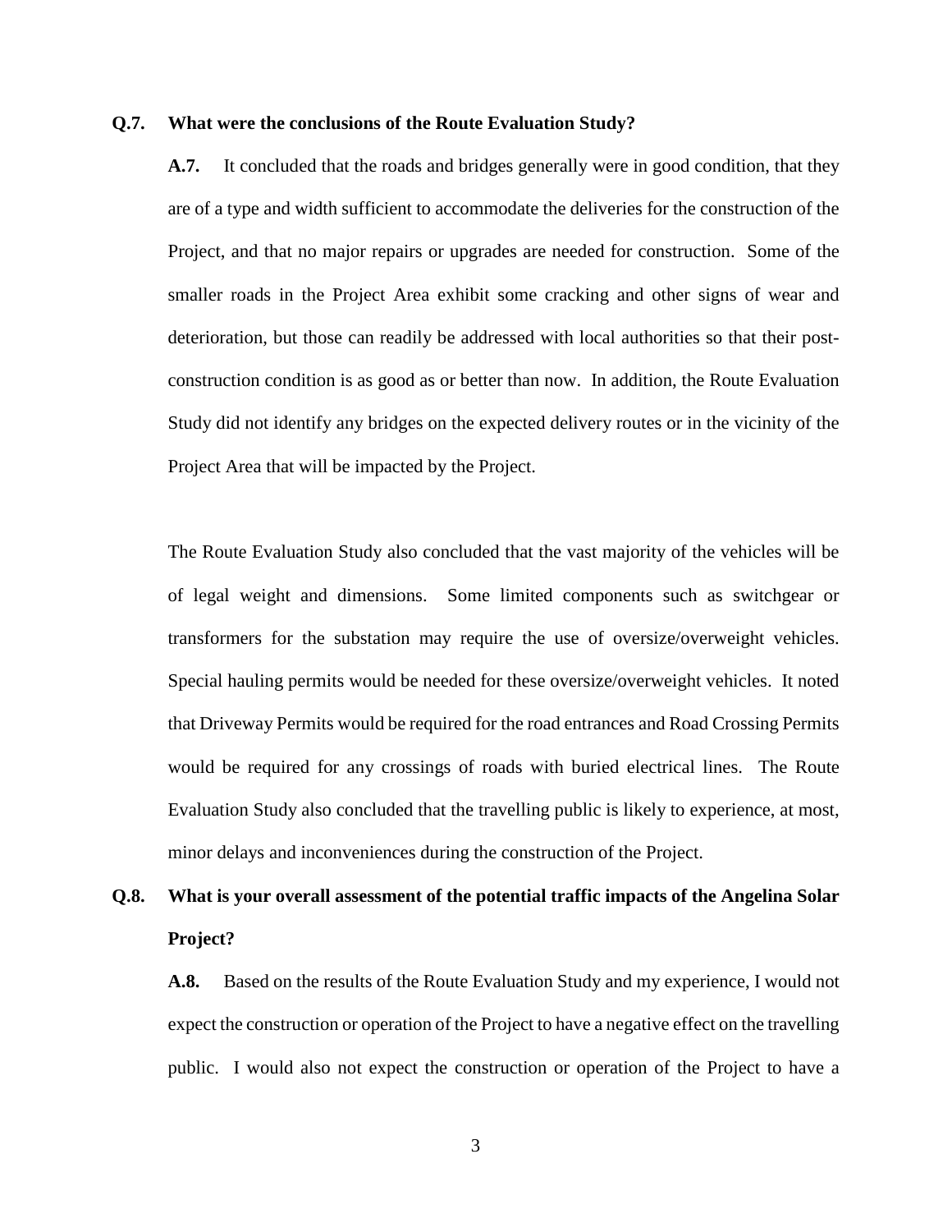**Q.7. What were the conclusions of the Route Evaluation Study?**

**A.7.** It concluded that the roads and bridges generally were in good condition, that they are of a type and width sufficient to accommodate the deliveries for the construction of the Project, and that no major repairs or upgrades are needed for construction. Some of the smaller roads in the Project Area exhibit some cracking and other signs of wear and deterioration, but those can readily be addressed with local authorities so that their post-construction condition is as good as or better than now. In addition, the Route Evaluation Study did not identify any bridges on the expected delivery routes or in the vicinity of the Project Area that will be impacted by the Project.

The Route Evaluation Study also concluded that the vast majority of the vehicles will be of legal weight and dimensions. Some limited components such as switchgear or transformers for the substation may require the use of oversize/overweight vehicles. Special hauling permits would be needed for these oversize/overweight vehicles. It noted that Driveway Permits would be required for the road entrances and Road Crossing Permits would be required for any crossings of roads with buried electrical lines. The Route Evaluation Study also concluded that the travelling public is likely to experience, at most, minor delays and inconveniences during the construction of the Project.

**Q.8. What is your overall assessment of the potential traffic impacts of the Angelina Solar Project?**

**A.8.** Based on the results of the Route Evaluation Study and my experience, I would not expect the construction or operation of the Project to have a negative effect on the travelling public. I would also not expect the construction or operation of the Project to have a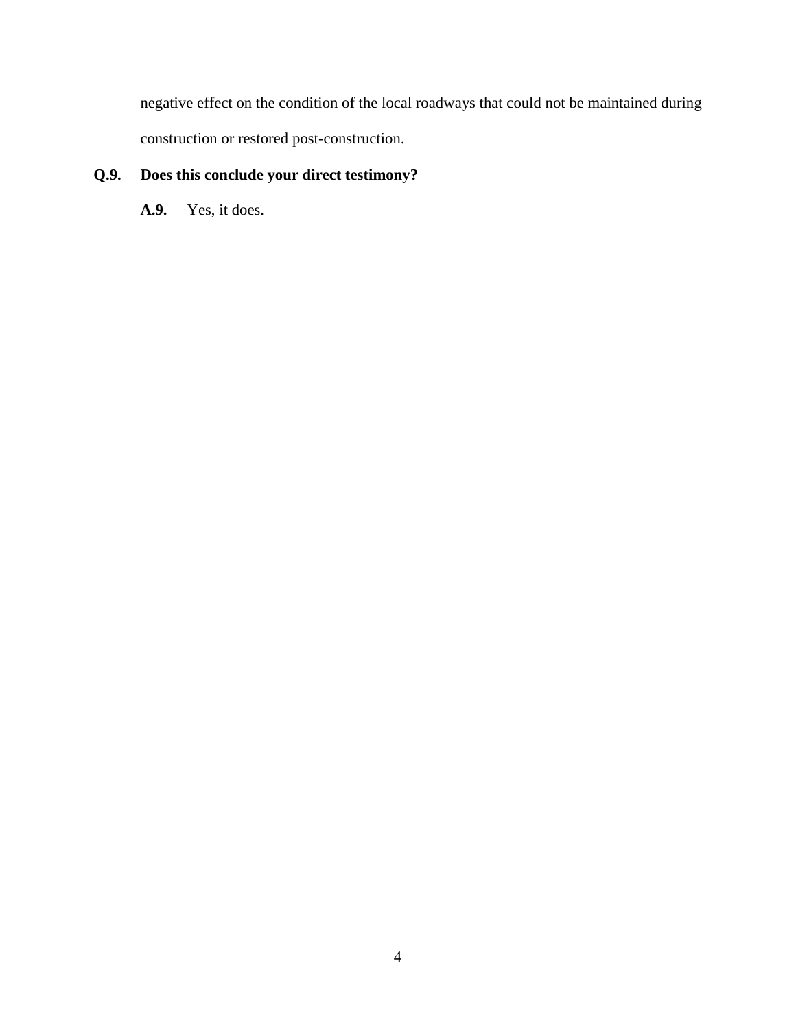negative effect on the condition of the local roadways that could not be maintained during construction or restored post-construction.

**Q.9. Does this conclude your direct testimony?**

**A.9.** Yes, it does.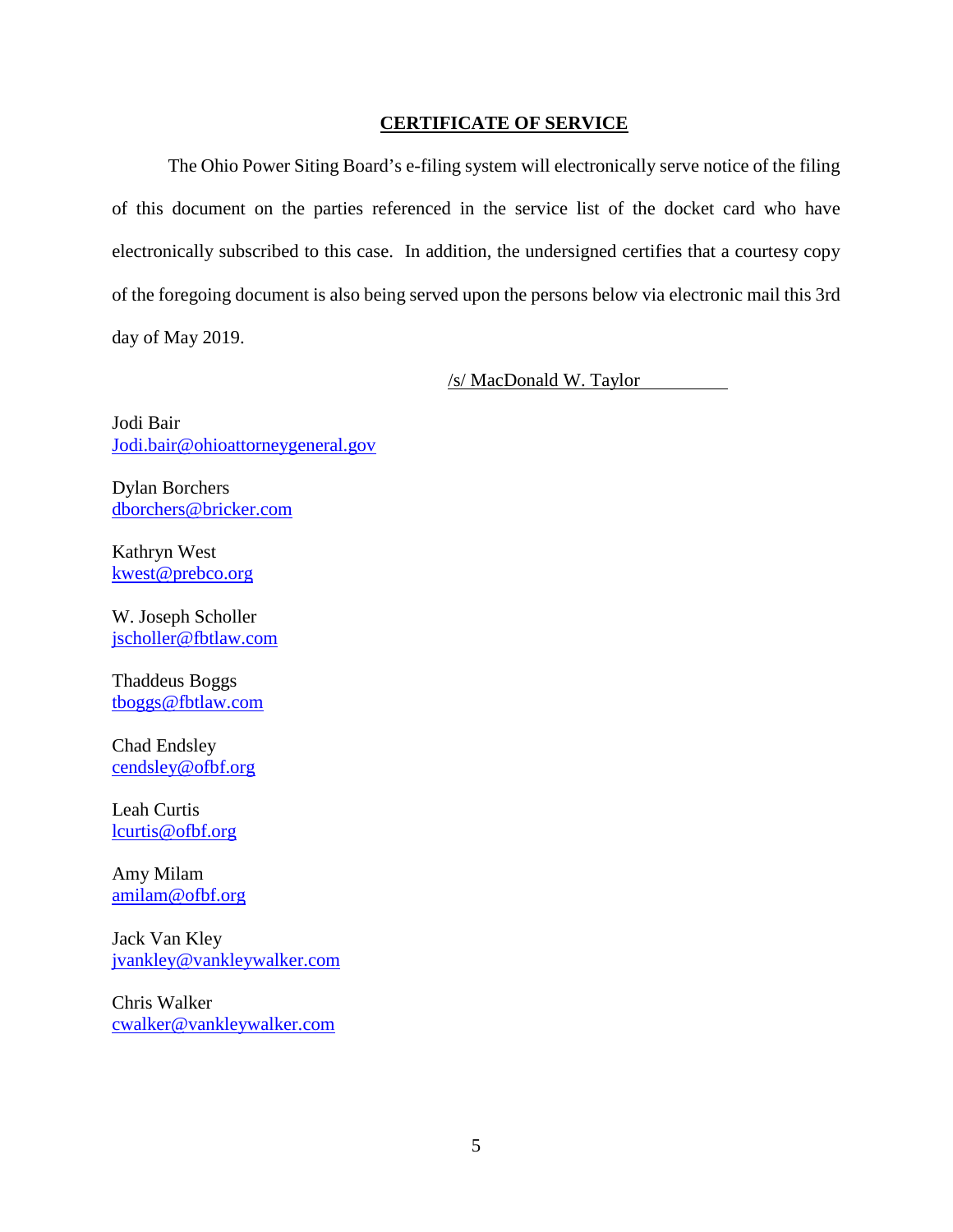**CERTIFICATE OF SERVICE**

The Ohio Power Siting Board's e-filing system will electronically serve notice of the filing of this document on the parties referenced in the service list of the docket card who have electronically subscribed to this case. In addition, the undersigned certifies that a courtesy copy of the foregoing document is also being served upon the persons below via electronic mail this 3rd day of May 2019.

/s/ MacDonald W. Taylor

Jodi Bair
Jodi.bair@ohioattorneygeneral.gov

Dylan Borchers
dborchers@bricker.com

Kathryn West
kwest@prebco.org

W. Joseph Scholler
jscholler@fbtlaw.com

Thaddeus Boggs
tboggs@fbtlaw.com

Chad Endsley
cendsley@ofbf.org

Leah Curtis
lcurtis@ofbf.org

Amy Milam
amilam@ofbf.org

Jack Van Kley
jvankley@vankleywalker.com

Chris Walker
cwalker@vankleywalker.com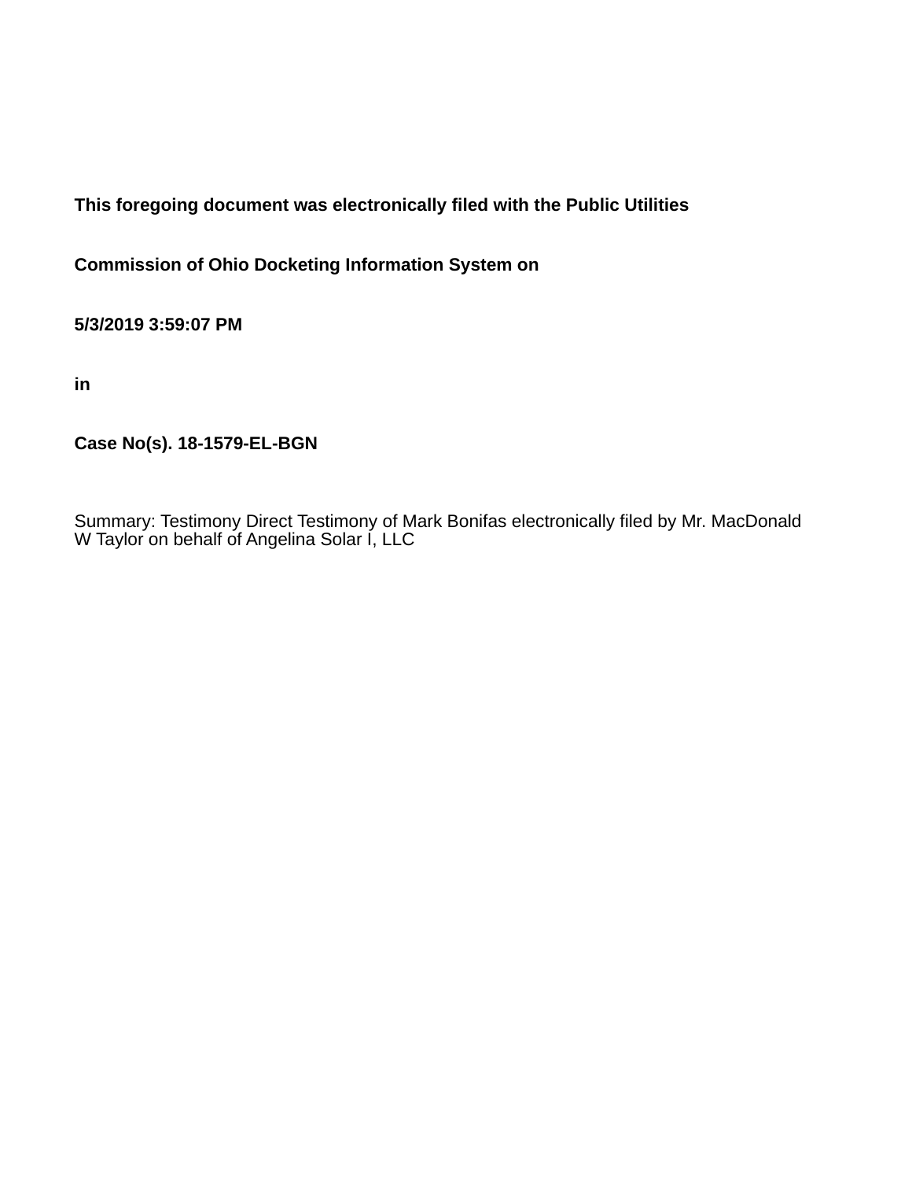**This foregoing document was electronically filed with the Public Utilities**

**Commission of Ohio Docketing Information System on**

**5/3/2019 3:59:07 PM**

**in**

**Case No(s). 18-1579-EL-BGN**

Summary: Testimony Direct Testimony of Mark Bonifas electronically filed by Mr. MacDonald W Taylor on behalf of Angelina Solar I, LLC